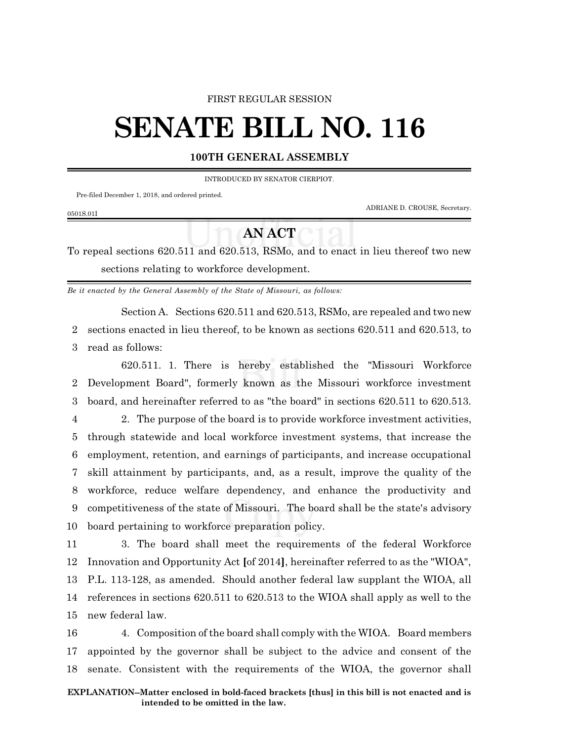FIRST REGULAR SESSION

# SENATE BILL NO. 116

## 100TH GENERAL ASSEMBLY

INTRODUCED BY SENATOR CIERPIOT.

Pre-filed December 1, 2018, and ordered printed.

ADRIANE D. CROUSE, Secretary.

0501S.01I

## AN ACT

To repeal sections 620.511 and 620.513, RSMo, and to enact in lieu thereof two new sections relating to workforce development.

*Be it enacted by the General Assembly of the State of Missouri, as follows:*

Section A. Sections 620.511 and 620.513, RSMo, are repealed and two new sections enacted in lieu thereof, to be known as sections 620.511 and 620.513, to read as follows:

620.511. 1. There is hereby established the "Missouri Workforce Development Board", formerly known as the Missouri workforce investment board, and hereinafter referred to as "the board" in sections 620.511 to 620.513.

2. The purpose of the board is to provide workforce investment activities, through statewide and local workforce investment systems, that increase the employment, retention, and earnings of participants, and increase occupational skill attainment by participants, and, as a result, improve the quality of the workforce, reduce welfare dependency, and enhance the productivity and competitiveness of the state of Missouri. The board shall be the state's advisory board pertaining to workforce preparation policy.

3. The board shall meet the requirements of the federal Workforce Innovation and Opportunity Act **[**of 2014**]**, hereinafter referred to as the "WIOA", P.L. 113-128, as amended. Should another federal law supplant the WIOA, all references in sections 620.511 to 620.513 to the WIOA shall apply as well to the new federal law.

4. Composition of the board shall comply with the WIOA. Board members appointed by the governor shall be subject to the advice and consent of the senate. Consistent with the requirements of the WIOA, the governor shall

**EXPLANATION–Matter enclosed in bold-faced brackets [thus] in this bill is not enacted and is intended to be omitted in the law.**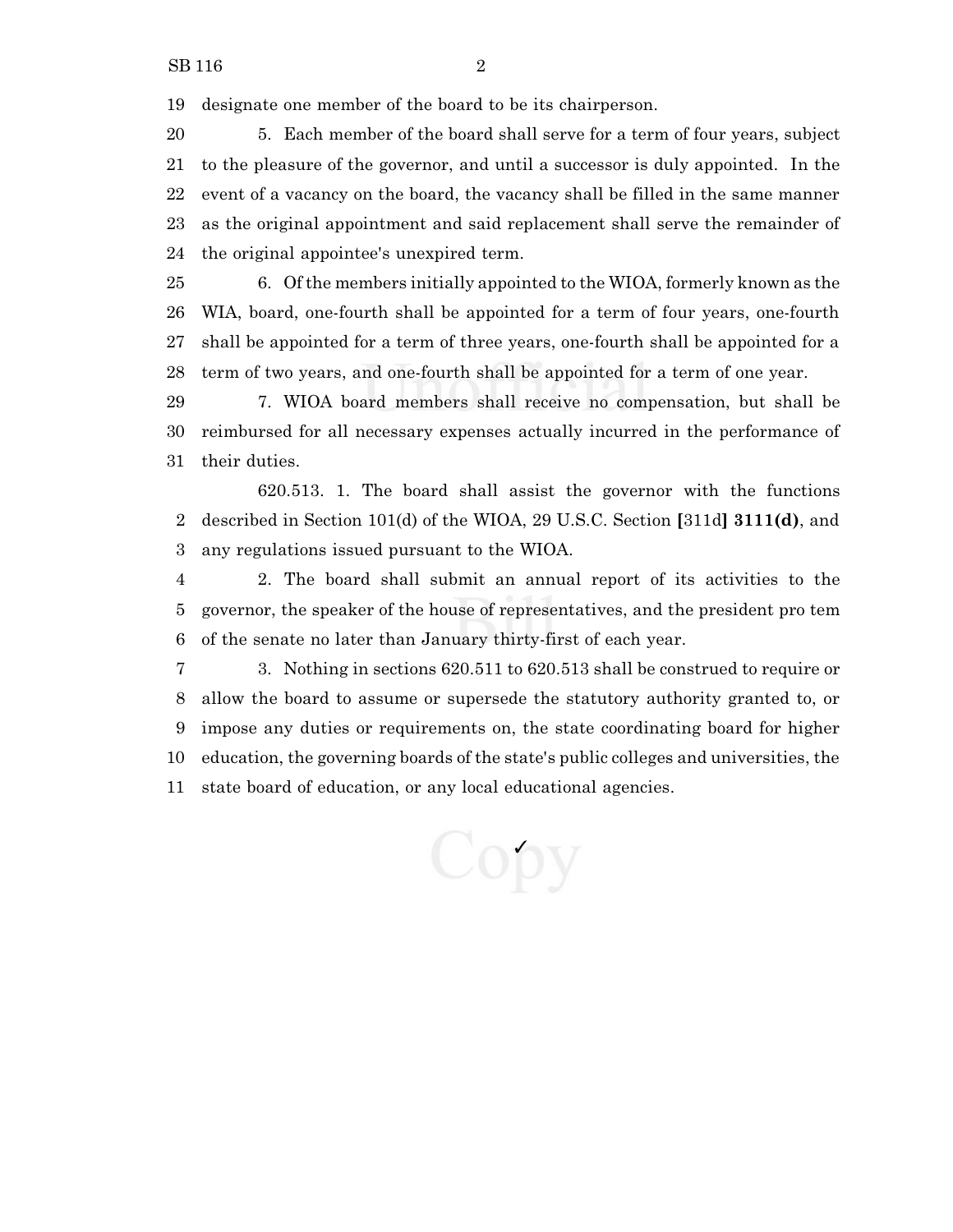designate one member of the board to be its chairperson.

5. Each member of the board shall serve for a term of four years, subject to the pleasure of the governor, and until a successor is duly appointed. In the event of a vacancy on the board, the vacancy shall be filled in the same manner as the original appointment and said replacement shall serve the remainder of the original appointee's unexpired term.

6. Of the members initially appointed to the WIOA, formerly known as the WIA, board, one-fourth shall be appointed for a term of four years, one-fourth shall be appointed for a term of three years, one-fourth shall be appointed for a term of two years, and one-fourth shall be appointed for a term of one year.

7. WIOA board members shall receive no compensation, but shall be reimbursed for all necessary expenses actually incurred in the performance of their duties.

620.513. 1. The board shall assist the governor with the functions described in Section 101(d) of the WIOA, 29 U.S.C. Section **[**311d**] 3111(d)**, and any regulations issued pursuant to the WIOA.

2. The board shall submit an annual report of its activities to the governor, the speaker of the house of representatives, and the president pro tem of the senate no later than January thirty-first of each year.

3. Nothing in sections 620.511 to 620.513 shall be construed to require or allow the board to assume or supersede the statutory authority granted to, or impose any duties or requirements on, the state coordinating board for higher education, the governing boards of the state's public colleges and universities, the state board of education, or any local educational agencies.

✓